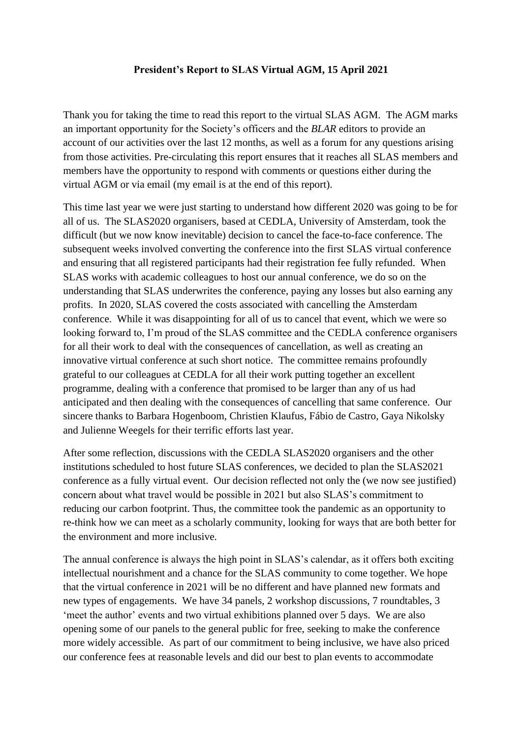**President's Report to SLAS Virtual AGM, 15 April 2021**

Thank you for taking the time to read this report to the virtual SLAS AGM. The AGM marks an important opportunity for the Society's officers and the *BLAR* editors to provide an account of our activities over the last 12 months, as well as a forum for any questions arising from those activities. Pre-circulating this report ensures that it reaches all SLAS members and members have the opportunity to respond with comments or questions either during the virtual AGM or via email (my email is at the end of this report).

This time last year we were just starting to understand how different 2020 was going to be for all of us. The SLAS2020 organisers, based at CEDLA, University of Amsterdam, took the difficult (but we now know inevitable) decision to cancel the face-to-face conference. The subsequent weeks involved converting the conference into the first SLAS virtual conference and ensuring that all registered participants had their registration fee fully refunded. When SLAS works with academic colleagues to host our annual conference, we do so on the understanding that SLAS underwrites the conference, paying any losses but also earning any profits. In 2020, SLAS covered the costs associated with cancelling the Amsterdam conference. While it was disappointing for all of us to cancel that event, which we were so looking forward to, I'm proud of the SLAS committee and the CEDLA conference organisers for all their work to deal with the consequences of cancellation, as well as creating an innovative virtual conference at such short notice. The committee remains profoundly grateful to our colleagues at CEDLA for all their work putting together an excellent programme, dealing with a conference that promised to be larger than any of us had anticipated and then dealing with the consequences of cancelling that same conference. Our sincere thanks to Barbara Hogenboom, Christien Klaufus, Fábio de Castro, Gaya Nikolsky and Julienne Weegels for their terrific efforts last year.

After some reflection, discussions with the CEDLA SLAS2020 organisers and the other institutions scheduled to host future SLAS conferences, we decided to plan the SLAS2021 conference as a fully virtual event. Our decision reflected not only the (we now see justified) concern about what travel would be possible in 2021 but also SLAS's commitment to reducing our carbon footprint. Thus, the committee took the pandemic as an opportunity to re-think how we can meet as a scholarly community, looking for ways that are both better for the environment and more inclusive.

The annual conference is always the high point in SLAS's calendar, as it offers both exciting intellectual nourishment and a chance for the SLAS community to come together. We hope that the virtual conference in 2021 will be no different and have planned new formats and new types of engagements. We have 34 panels, 2 workshop discussions, 7 roundtables, 3 'meet the author' events and two virtual exhibitions planned over 5 days. We are also opening some of our panels to the general public for free, seeking to make the conference more widely accessible. As part of our commitment to being inclusive, we have also priced our conference fees at reasonable levels and did our best to plan events to accommodate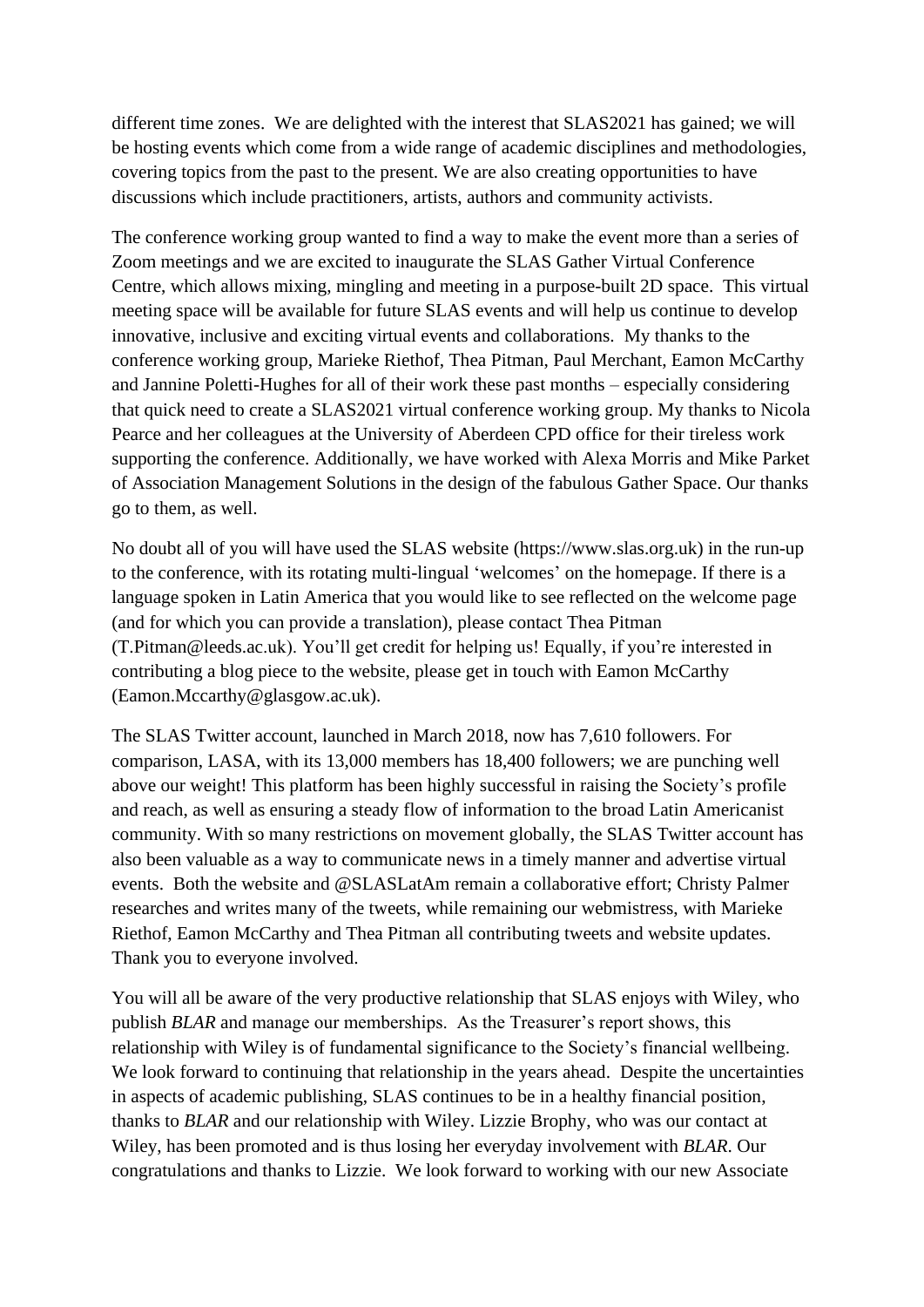different time zones. We are delighted with the interest that SLAS2021 has gained; we will be hosting events which come from a wide range of academic disciplines and methodologies, covering topics from the past to the present. We are also creating opportunities to have discussions which include practitioners, artists, authors and community activists.

The conference working group wanted to find a way to make the event more than a series of Zoom meetings and we are excited to inaugurate the SLAS Gather Virtual Conference Centre, which allows mixing, mingling and meeting in a purpose-built 2D space. This virtual meeting space will be available for future SLAS events and will help us continue to develop innovative, inclusive and exciting virtual events and collaborations. My thanks to the conference working group, Marieke Riethof, Thea Pitman, Paul Merchant, Eamon McCarthy and Jannine Poletti-Hughes for all of their work these past months – especially considering that quick need to create a SLAS2021 virtual conference working group. My thanks to Nicola Pearce and her colleagues at the University of Aberdeen CPD office for their tireless work supporting the conference. Additionally, we have worked with Alexa Morris and Mike Parket of Association Management Solutions in the design of the fabulous Gather Space. Our thanks go to them, as well.

No doubt all of you will have used the SLAS website (https://www.slas.org.uk) in the run-up to the conference, with its rotating multi-lingual 'welcomes' on the homepage. If there is a language spoken in Latin America that you would like to see reflected on the welcome page (and for which you can provide a translation), please contact Thea Pitman (T.Pitman@leeds.ac.uk). You'll get credit for helping us! Equally, if you're interested in contributing a blog piece to the website, please get in touch with Eamon McCarthy (Eamon.Mccarthy@glasgow.ac.uk).

The SLAS Twitter account, launched in March 2018, now has 7,610 followers. For comparison, LASA, with its 13,000 members has 18,400 followers; we are punching well above our weight! This platform has been highly successful in raising the Society's profile and reach, as well as ensuring a steady flow of information to the broad Latin Americanist community. With so many restrictions on movement globally, the SLAS Twitter account has also been valuable as a way to communicate news in a timely manner and advertise virtual events. Both the website and @SLASLatAm remain a collaborative effort; Christy Palmer researches and writes many of the tweets, while remaining our webmistress, with Marieke Riethof, Eamon McCarthy and Thea Pitman all contributing tweets and website updates. Thank you to everyone involved.

You will all be aware of the very productive relationship that SLAS enjoys with Wiley, who publish *BLAR* and manage our memberships. As the Treasurer's report shows, this relationship with Wiley is of fundamental significance to the Society's financial wellbeing. We look forward to continuing that relationship in the years ahead. Despite the uncertainties in aspects of academic publishing, SLAS continues to be in a healthy financial position, thanks to *BLAR* and our relationship with Wiley. Lizzie Brophy, who was our contact at Wiley, has been promoted and is thus losing her everyday involvement with *BLAR*. Our congratulations and thanks to Lizzie. We look forward to working with our new Associate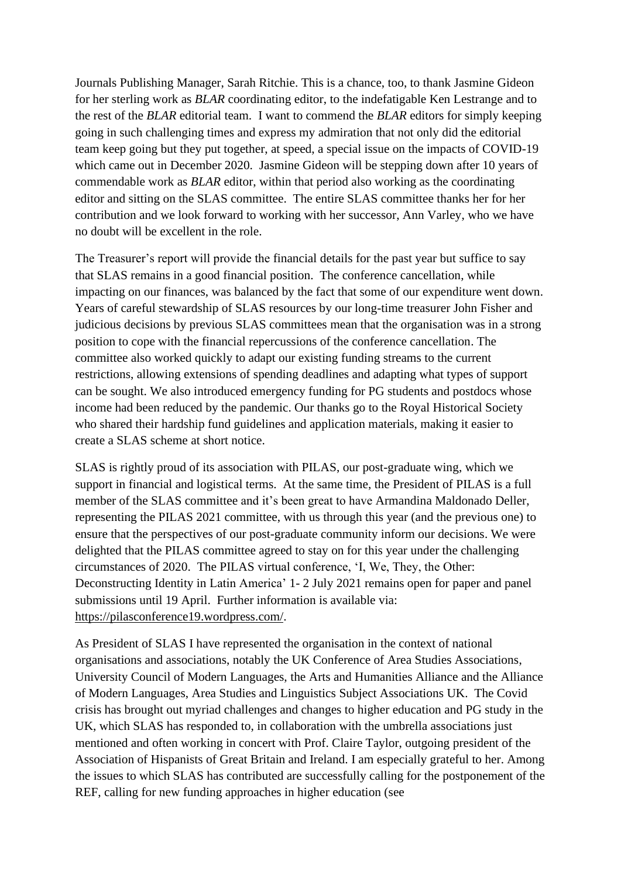Journals Publishing Manager, Sarah Ritchie. This is a chance, too, to thank Jasmine Gideon for her sterling work as *BLAR* coordinating editor, to the indefatigable Ken Lestrange and to the rest of the *BLAR* editorial team. I want to commend the *BLAR* editors for simply keeping going in such challenging times and express my admiration that not only did the editorial team keep going but they put together, at speed, a special issue on the impacts of COVID-19 which came out in December 2020. Jasmine Gideon will be stepping down after 10 years of commendable work as *BLAR* editor, within that period also working as the coordinating editor and sitting on the SLAS committee. The entire SLAS committee thanks her for her contribution and we look forward to working with her successor, Ann Varley, who we have no doubt will be excellent in the role.

The Treasurer's report will provide the financial details for the past year but suffice to say that SLAS remains in a good financial position. The conference cancellation, while impacting on our finances, was balanced by the fact that some of our expenditure went down. Years of careful stewardship of SLAS resources by our long-time treasurer John Fisher and judicious decisions by previous SLAS committees mean that the organisation was in a strong position to cope with the financial repercussions of the conference cancellation. The committee also worked quickly to adapt our existing funding streams to the current restrictions, allowing extensions of spending deadlines and adapting what types of support can be sought. We also introduced emergency funding for PG students and postdocs whose income had been reduced by the pandemic. Our thanks go to the Royal Historical Society who shared their hardship fund guidelines and application materials, making it easier to create a SLAS scheme at short notice.

SLAS is rightly proud of its association with PILAS, our post-graduate wing, which we support in financial and logistical terms. At the same time, the President of PILAS is a full member of the SLAS committee and it's been great to have Armandina Maldonado Deller, representing the PILAS 2021 committee, with us through this year (and the previous one) to ensure that the perspectives of our post-graduate community inform our decisions. We were delighted that the PILAS committee agreed to stay on for this year under the challenging circumstances of 2020. The PILAS virtual conference, 'I, We, They, the Other: Deconstructing Identity in Latin America' 1- 2 July 2021 remains open for paper and panel submissions until 19 April. Further information is available via: https://pilasconference19.wordpress.com/.

As President of SLAS I have represented the organisation in the context of national organisations and associations, notably the UK Conference of Area Studies Associations, University Council of Modern Languages, the Arts and Humanities Alliance and the Alliance of Modern Languages, Area Studies and Linguistics Subject Associations UK. The Covid crisis has brought out myriad challenges and changes to higher education and PG study in the UK, which SLAS has responded to, in collaboration with the umbrella associations just mentioned and often working in concert with Prof. Claire Taylor, outgoing president of the Association of Hispanists of Great Britain and Ireland. I am especially grateful to her. Among the issues to which SLAS has contributed are successfully calling for the postponement of the REF, calling for new funding approaches in higher education (see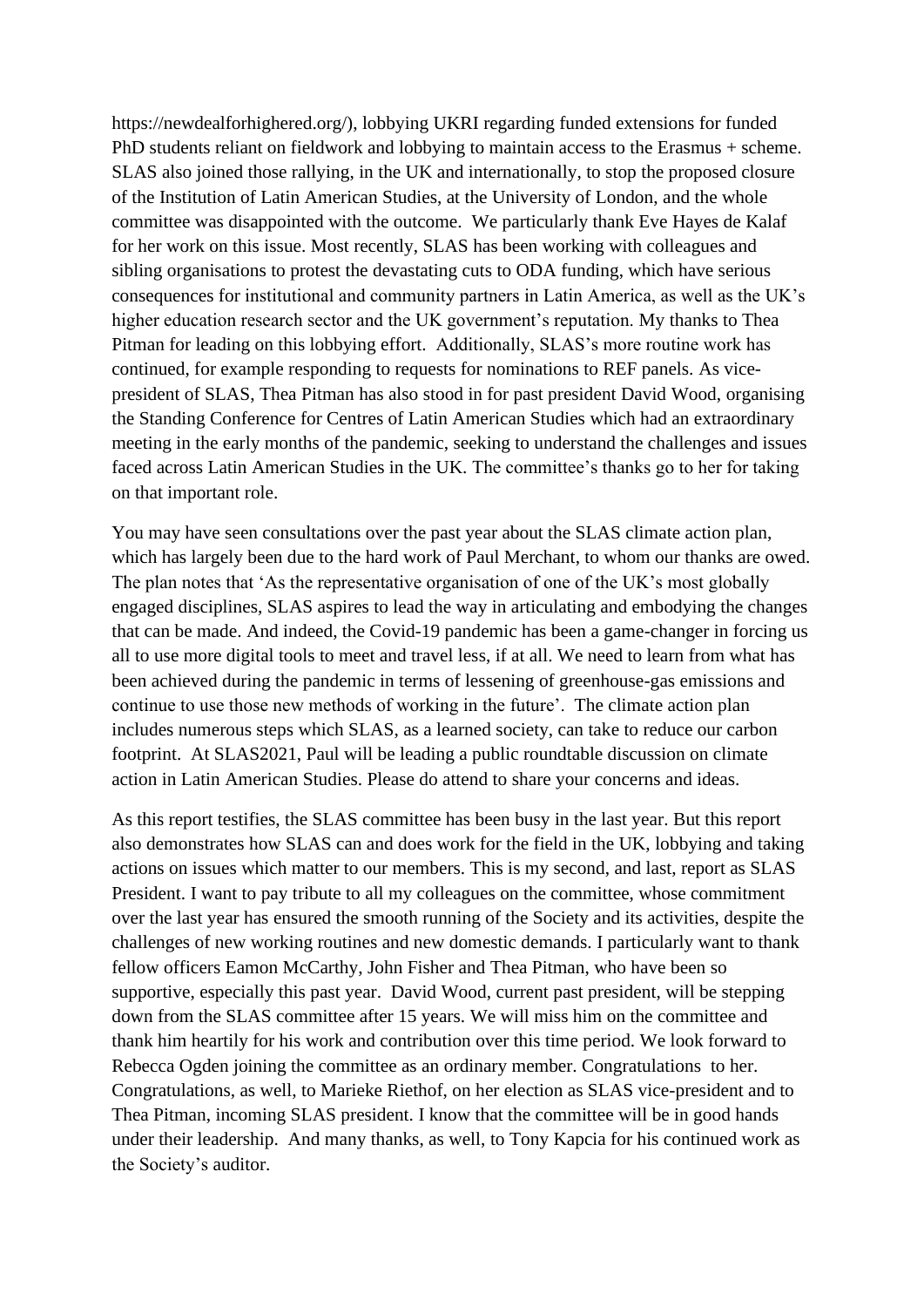https://newdealforhighered.org/), lobbying UKRI regarding funded extensions for funded PhD students reliant on fieldwork and lobbying to maintain access to the Erasmus + scheme. SLAS also joined those rallying, in the UK and internationally, to stop the proposed closure of the Institution of Latin American Studies, at the University of London, and the whole committee was disappointed with the outcome. We particularly thank Eve Hayes de Kalaf for her work on this issue. Most recently, SLAS has been working with colleagues and sibling organisations to protest the devastating cuts to ODA funding, which have serious consequences for institutional and community partners in Latin America, as well as the UK's higher education research sector and the UK government's reputation. My thanks to Thea Pitman for leading on this lobbying effort. Additionally, SLAS's more routine work has continued, for example responding to requests for nominations to REF panels. As vice-president of SLAS, Thea Pitman has also stood in for past president David Wood, organising the Standing Conference for Centres of Latin American Studies which had an extraordinary meeting in the early months of the pandemic, seeking to understand the challenges and issues faced across Latin American Studies in the UK. The committee's thanks go to her for taking on that important role.

You may have seen consultations over the past year about the SLAS climate action plan, which has largely been due to the hard work of Paul Merchant, to whom our thanks are owed. The plan notes that 'As the representative organisation of one of the UK's most globally engaged disciplines, SLAS aspires to lead the way in articulating and embodying the changes that can be made. And indeed, the Covid-19 pandemic has been a game-changer in forcing us all to use more digital tools to meet and travel less, if at all. We need to learn from what has been achieved during the pandemic in terms of lessening of greenhouse-gas emissions and continue to use those new methods of working in the future'. The climate action plan includes numerous steps which SLAS, as a learned society, can take to reduce our carbon footprint. At SLAS2021, Paul will be leading a public roundtable discussion on climate action in Latin American Studies. Please do attend to share your concerns and ideas.

As this report testifies, the SLAS committee has been busy in the last year. But this report also demonstrates how SLAS can and does work for the field in the UK, lobbying and taking actions on issues which matter to our members. This is my second, and last, report as SLAS President. I want to pay tribute to all my colleagues on the committee, whose commitment over the last year has ensured the smooth running of the Society and its activities, despite the challenges of new working routines and new domestic demands. I particularly want to thank fellow officers Eamon McCarthy, John Fisher and Thea Pitman, who have been so supportive, especially this past year. David Wood, current past president, will be stepping down from the SLAS committee after 15 years. We will miss him on the committee and thank him heartily for his work and contribution over this time period. We look forward to Rebecca Ogden joining the committee as an ordinary member. Congratulations to her. Congratulations, as well, to Marieke Riethof, on her election as SLAS vice-president and to Thea Pitman, incoming SLAS president. I know that the committee will be in good hands under their leadership. And many thanks, as well, to Tony Kapcia for his continued work as the Society's auditor.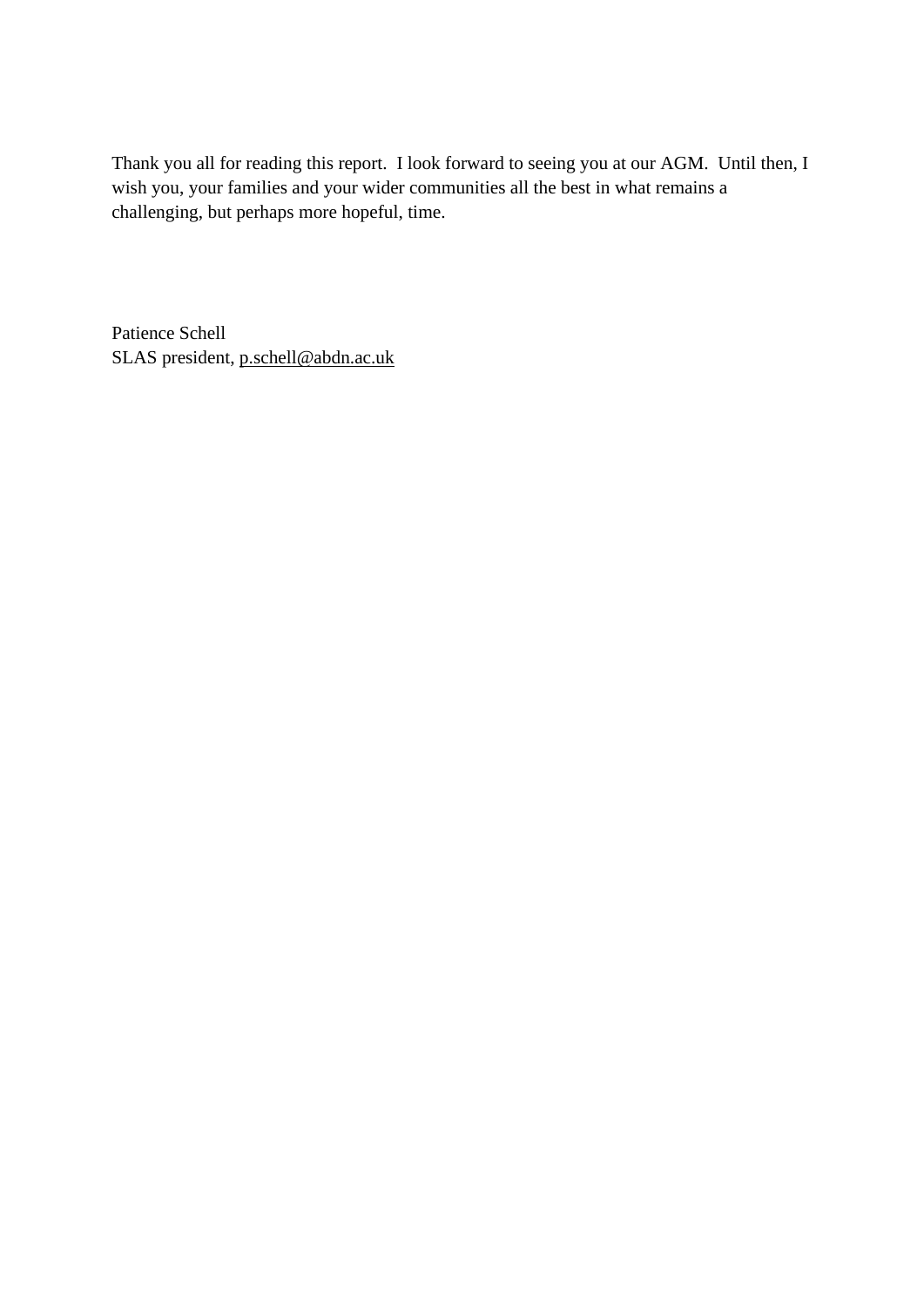Thank you all for reading this report. I look forward to seeing you at our AGM. Until then, I wish you, your families and your wider communities all the best in what remains a challenging, but perhaps more hopeful, time.

Patience Schell
SLAS president, p.schell@abdn.ac.uk